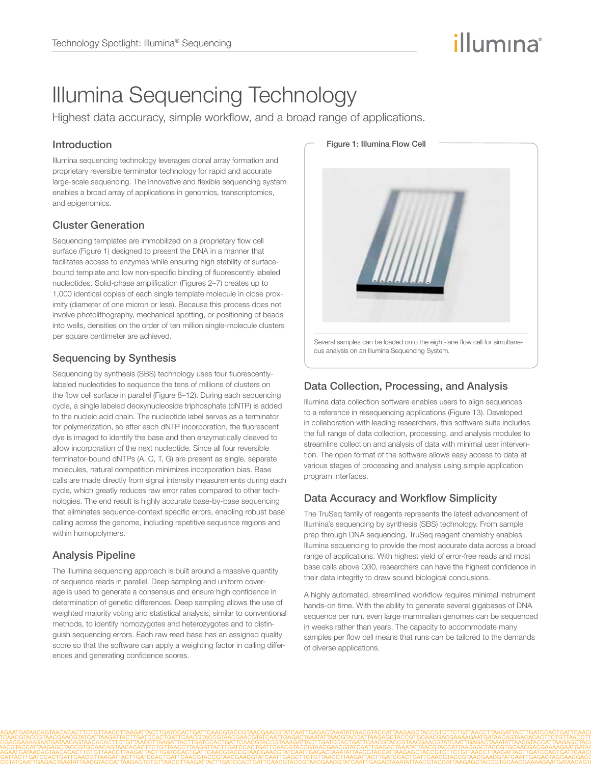# Illumina Sequencing Technology

Highest data accuracy, simple workflow, and a broad range of applications.

## Introduction

Illumina sequencing technology leverages clonal array formation and proprietary reversible terminator technology for rapid and accurate large-scale sequencing. The innovative and flexible sequencing system enables a broad array of applications in genomics, transcriptomics, and epigenomics.

## Cluster Generation

Sequencing templates are immobilized on a proprietary flow cell surface (Figure 1) designed to present the DNA in a manner that facilitates access to enzymes while ensuring high stability of surface-bound template and low non-specific binding of fluorescently labeled nucleotides. Solid-phase amplification (Figures 2–7) creates up to 1,000 identical copies of each single template molecule in close proximity (diameter of one micron or less). Because this process does not involve photolithography, mechanical spotting, or positioning of beads into wells, densities on the order of ten million single-molecule clusters per square centimeter are achieved.

## Sequencing by Synthesis

Sequencing by synthesis (SBS) technology uses four fluorescently-labeled nucleotides to sequence the tens of millions of clusters on the flow cell surface in parallel (Figure 8–12). During each sequencing cycle, a single labeled deoxynucleoside triphosphate (dNTP) is added to the nucleic acid chain. The nucleotide label serves as a terminator for polymerization, so after each dNTP incorporation, the fluorescent dye is imaged to identify the base and then enzymatically cleaved to allow incorporation of the next nucleotide. Since all four reversible terminator-bound dNTPs (A, C, T, G) are present as single, separate molecules, natural competition minimizes incorporation bias. Base calls are made directly from signal intensity measurements during each cycle, which greatly reduces raw error rates compared to other technologies. The end result is highly accurate base-by-base sequencing that eliminates sequence-context specific errors, enabling robust base calling across the genome, including repetitive sequence regions and within homopolymers.

## Analysis Pipeline

The Illumina sequencing approach is built around a massive quantity of sequence reads in parallel. Deep sampling and uniform coverage is used to generate a consensus and ensure high confidence in determination of genetic differences. Deep sampling allows the use of weighted majority voting and statistical analysis, similar to conventional methods, to identify homozygotes and heterozygotes and to distinguish sequencing errors. Each raw read base has an assigned quality score so that the software can apply a weighting factor in calling differences and generating confidence scores.

**Figure 1: Illumina Flow Cell**

Several samples can be loaded onto the eight-lane flow cell for simultaneous analysis on an Illumina Sequencing System.

## Data Collection, Processing, and Analysis

Illumina data collection software enables users to align sequences to a reference in resequencing applications (Figure 13). Developed in collaboration with leading researchers, this software suite includes the full range of data collection, processing, and analysis modules to streamline collection and analysis of data with minimal user intervention. The open format of the software allows easy access to data at various stages of processing and analysis using simple application program interfaces.

## Data Accuracy and Workflow Simplicity

The TruSeq family of reagents represents the latest advancement of Illumina's sequencing by synthesis (SBS) technology. From sample prep through DNA sequencing, TruSeq reagent chemistry enables Illumina sequencing to provide the most accurate data across a broad range of applications. With highest yield of error-free reads and most base calls above Q30, researchers can have the highest confidence in their data integrity to draw sound biological conclusions.

A highly automated, streamlined workflow requires minimal instrument hands-on time. With the ability to generate several gigabases of DNA sequence per run, even large mammalian genomes can be sequenced in weeks rather than years. The capacity to accommodate many samples per flow cell means that runs can be tailored to the demands of diverse applications.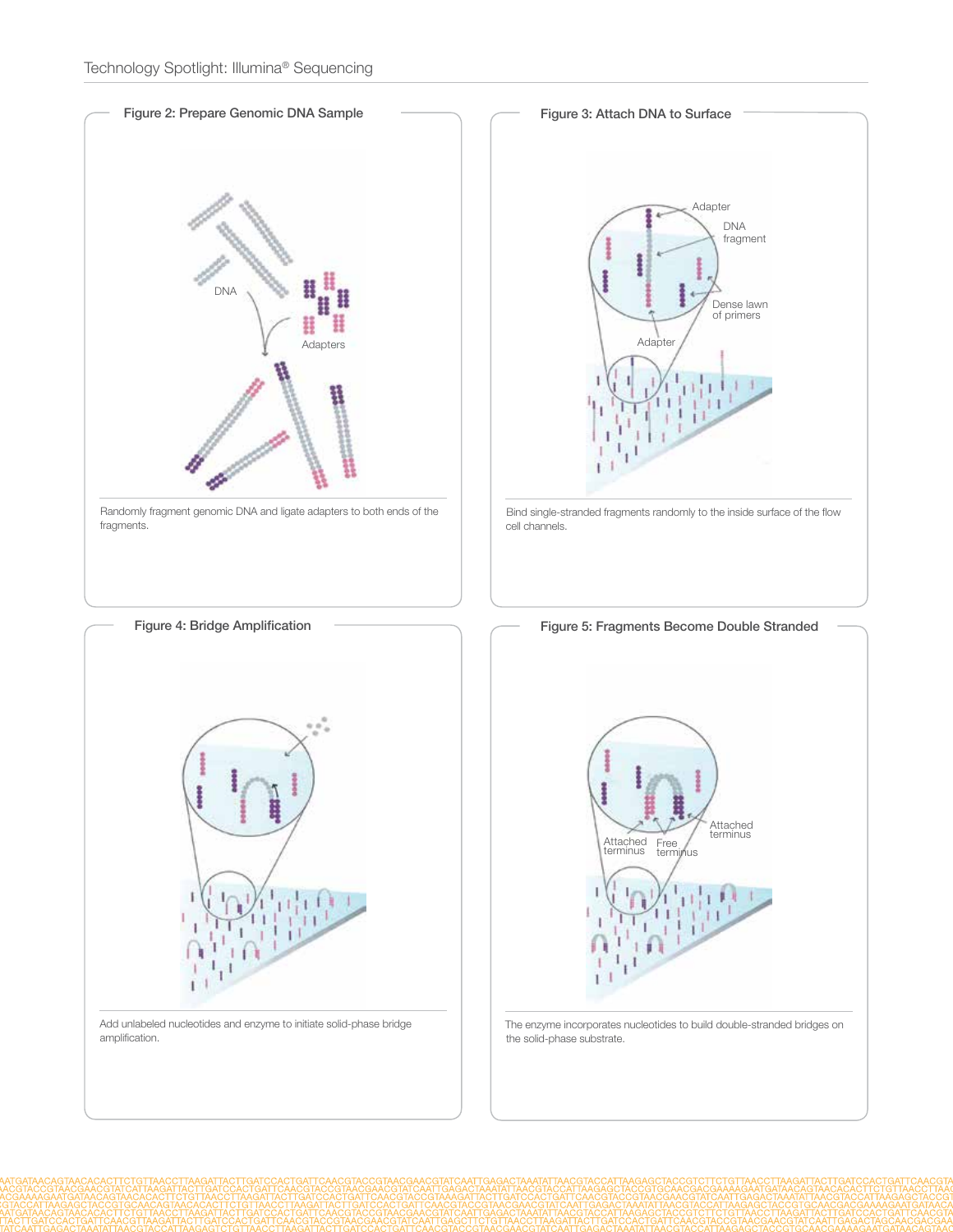## Figure 2: Prepare Genomic DNA Sample

Randomly fragment genomic DNA and ligate adapters to both ends of the fragments.

## Figure 3: Attach DNA to Surface

Bind single-stranded fragments randomly to the inside surface of the flow cell channels.

## Figure 4: Bridge Amplification

Add unlabeled nucleotides and enzyme to initiate solid-phase bridge amplification.

## Figure 5: Fragments Become Double Stranded

The enzyme incorporates nucleotides to build double-stranded bridges on the solid-phase substrate.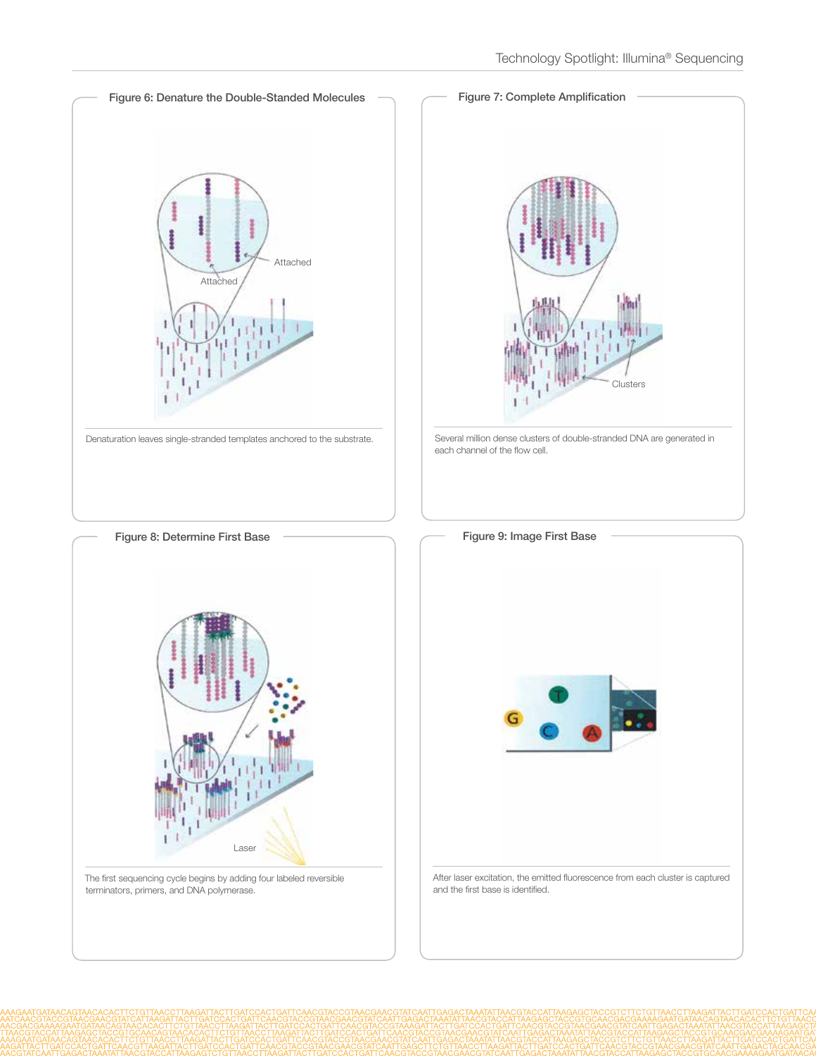### Figure 6: Denature the Double-Standed Molecules

Denaturation leaves single-stranded templates anchored to the substrate.

### Figure 7: Complete Amplification

Several million dense clusters of double-stranded DNA are generated in each channel of the flow cell.

### Figure 8: Determine First Base

The first sequencing cycle begins by adding four labeled reversible terminators, primers, and DNA polymerase.

### Figure 9: Image First Base

After laser excitation, the emitted fluorescence from each cluster is captured and the first base is identified.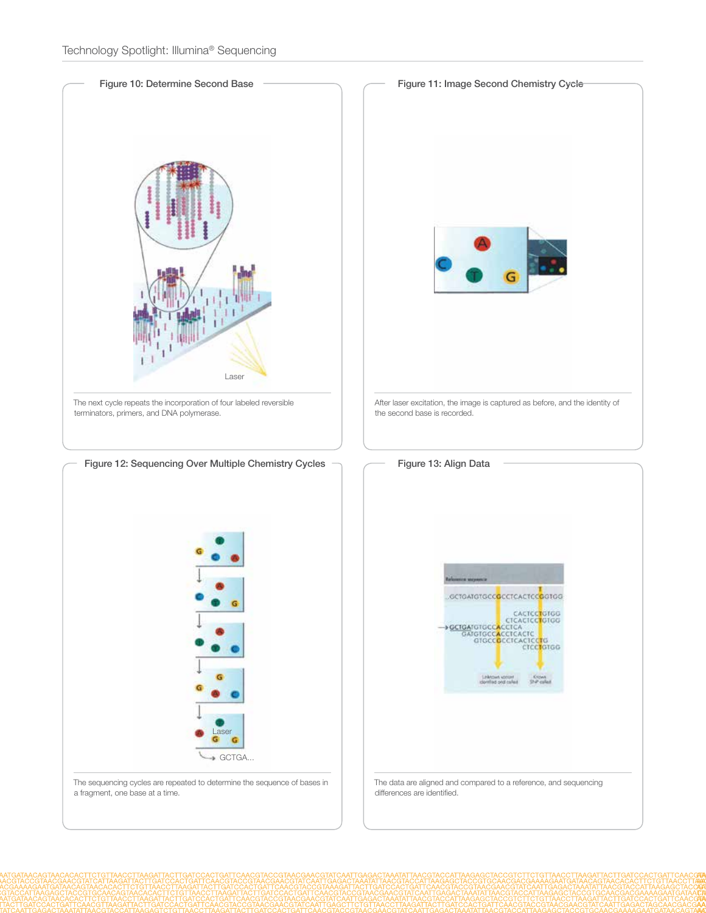### Figure 10: Determine Second Base

The next cycle repeats the incorporation of four labeled reversible terminators, primers, and DNA polymerase.

### Figure 11: Image Second Chemistry Cycle

After laser excitation, the image is captured as before, and the identity of the second base is recorded.

### Figure 12: Sequencing Over Multiple Chemistry Cycles

The sequencing cycles are repeated to determine the sequence of bases in a fragment, one base at a time.

### Figure 13: Align Data

The data are aligned and compared to a reference, and sequencing differences are identified.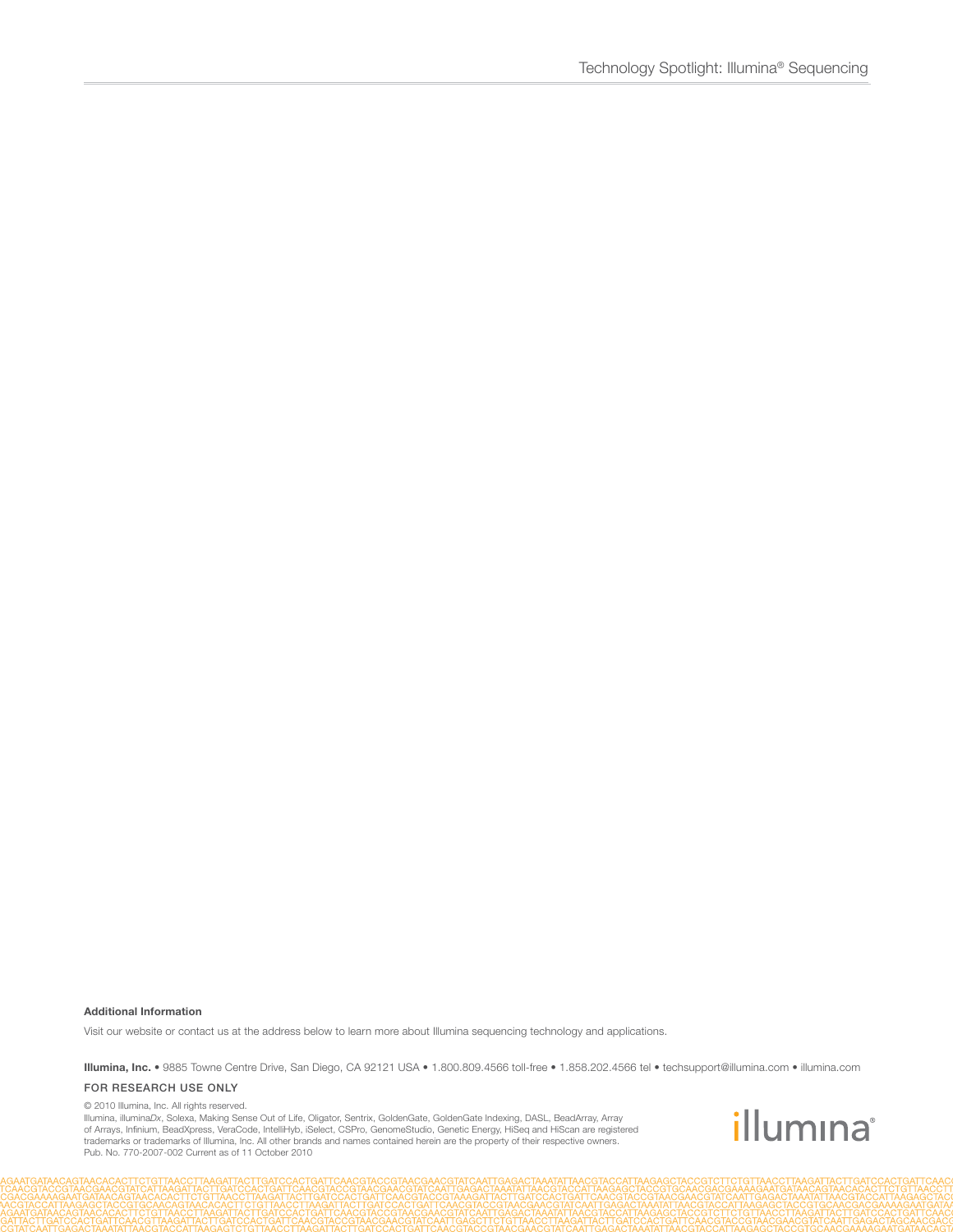**Additional Information**

Visit our website or contact us at the address below to learn more about Illumina sequencing technology and applications.

**Illumina, Inc.** • 9885 Towne Centre Drive, San Diego, CA 92121 USA • 1.800.809.4566 toll-free • 1.858.202.4566 tel • techsupport@illumina.com • illumina.com

FOR RESEARCH USE ONLY

© 2010 Illumina, Inc. All rights reserved.
Illumina, illumina*Dx*, Solexa, Making Sense Out of Life, Oligator, Sentrix, GoldenGate, GoldenGate Indexing, DASL, BeadArray, Array of Arrays, Infinium, BeadXpress, VeraCode, IntelliHyb, iSelect, CSPro, GenomeStudio, Genetic Energy, HiSeq and HiScan are registered trademarks or trademarks of Illumina, Inc. All other brands and names contained herein are the property of their respective owners.
Pub. No. 770-2007-002 Current as of 11 October 2010